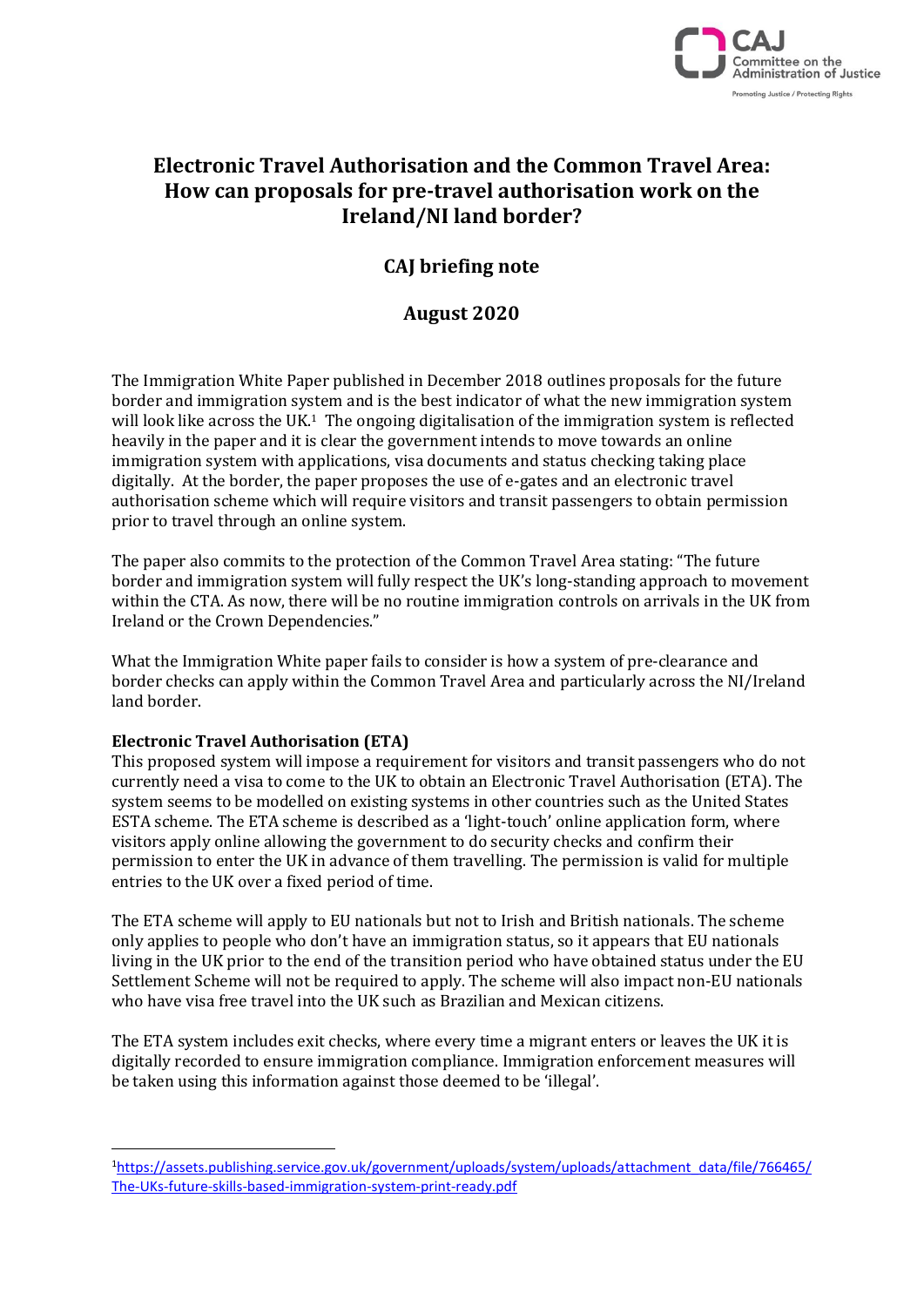# Electronic Travel Authorisation and the Common Travel Area: How can proposals for pre-travel authorisation work on the Ireland/NI land border?

## CAJ briefing note

## August 2020

The Immigration White Paper published in December 2018 outlines proposals for the future border and immigration system and is the best indicator of what the new immigration system will look like across the UK.[1] The ongoing digitalisation of the immigration system is reflected heavily in the paper and it is clear the government intends to move towards an online immigration system with applications, visa documents and status checking taking place digitally. At the border, the paper proposes the use of e-gates and an electronic travel authorisation scheme which will require visitors and transit passengers to obtain permission prior to travel through an online system.

The paper also commits to the protection of the Common Travel Area stating: "The future border and immigration system will fully respect the UK's long-standing approach to movement within the CTA. As now, there will be no routine immigration controls on arrivals in the UK from Ireland or the Crown Dependencies."

What the Immigration White paper fails to consider is how a system of pre-clearance and border checks can apply within the Common Travel Area and particularly across the NI/Ireland land border.

**Electronic Travel Authorisation (ETA)**

This proposed system will impose a requirement for visitors and transit passengers who do not currently need a visa to come to the UK to obtain an Electronic Travel Authorisation (ETA). The system seems to be modelled on existing systems in other countries such as the United States ESTA scheme. The ETA scheme is described as a 'light-touch' online application form, where visitors apply online allowing the government to do security checks and confirm their permission to enter the UK in advance of them travelling. The permission is valid for multiple entries to the UK over a fixed period of time.

The ETA scheme will apply to EU nationals but not to Irish and British nationals. The scheme only applies to people who don't have an immigration status, so it appears that EU nationals living in the UK prior to the end of the transition period who have obtained status under the EU Settlement Scheme will not be required to apply. The scheme will also impact non-EU nationals who have visa free travel into the UK such as Brazilian and Mexican citizens.

The ETA system includes exit checks, where every time a migrant enters or leaves the UK it is digitally recorded to ensure immigration compliance. Immigration enforcement measures will be taken using this information against those deemed to be 'illegal'.

[1] https://assets.publishing.service.gov.uk/government/uploads/system/uploads/attachment_data/file/766465/The-UKs-future-skills-based-immigration-system-print-ready.pdf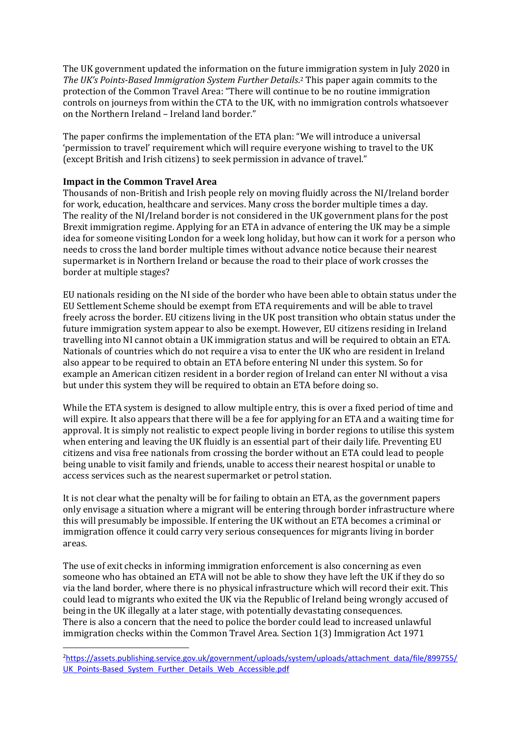The UK government updated the information on the future immigration system in July 2020 in *The UK's Points-Based Immigration System Further Details*.[2] This paper again commits to the protection of the Common Travel Area: "There will continue to be no routine immigration controls on journeys from within the CTA to the UK, with no immigration controls whatsoever on the Northern Ireland – Ireland land border."

The paper confirms the implementation of the ETA plan: "We will introduce a universal 'permission to travel' requirement which will require everyone wishing to travel to the UK (except British and Irish citizens) to seek permission in advance of travel."

**Impact in the Common Travel Area**

Thousands of non-British and Irish people rely on moving fluidly across the NI/Ireland border for work, education, healthcare and services. Many cross the border multiple times a day. The reality of the NI/Ireland border is not considered in the UK government plans for the post Brexit immigration regime. Applying for an ETA in advance of entering the UK may be a simple idea for someone visiting London for a week long holiday, but how can it work for a person who needs to cross the land border multiple times without advance notice because their nearest supermarket is in Northern Ireland or because the road to their place of work crosses the border at multiple stages?

EU nationals residing on the NI side of the border who have been able to obtain status under the EU Settlement Scheme should be exempt from ETA requirements and will be able to travel freely across the border. EU citizens living in the UK post transition who obtain status under the future immigration system appear to also be exempt. However, EU citizens residing in Ireland travelling into NI cannot obtain a UK immigration status and will be required to obtain an ETA. Nationals of countries which do not require a visa to enter the UK who are resident in Ireland also appear to be required to obtain an ETA before entering NI under this system. So for example an American citizen resident in a border region of Ireland can enter NI without a visa but under this system they will be required to obtain an ETA before doing so.

While the ETA system is designed to allow multiple entry, this is over a fixed period of time and will expire. It also appears that there will be a fee for applying for an ETA and a waiting time for approval. It is simply not realistic to expect people living in border regions to utilise this system when entering and leaving the UK fluidly is an essential part of their daily life. Preventing EU citizens and visa free nationals from crossing the border without an ETA could lead to people being unable to visit family and friends, unable to access their nearest hospital or unable to access services such as the nearest supermarket or petrol station.

It is not clear what the penalty will be for failing to obtain an ETA, as the government papers only envisage a situation where a migrant will be entering through border infrastructure where this will presumably be impossible. If entering the UK without an ETA becomes a criminal or immigration offence it could carry very serious consequences for migrants living in border areas.

The use of exit checks in informing immigration enforcement is also concerning as even someone who has obtained an ETA will not be able to show they have left the UK if they do so via the land border, where there is no physical infrastructure which will record their exit. This could lead to migrants who exited the UK via the Republic of Ireland being wrongly accused of being in the UK illegally at a later stage, with potentially devastating consequences. There is also a concern that the need to police the border could lead to increased unlawful immigration checks within the Common Travel Area. Section 1(3) Immigration Act 1971

---

[2] https://assets.publishing.service.gov.uk/government/uploads/system/uploads/attachment_data/file/899755/UK_Points-Based_System_Further_Details_Web_Accessible.pdf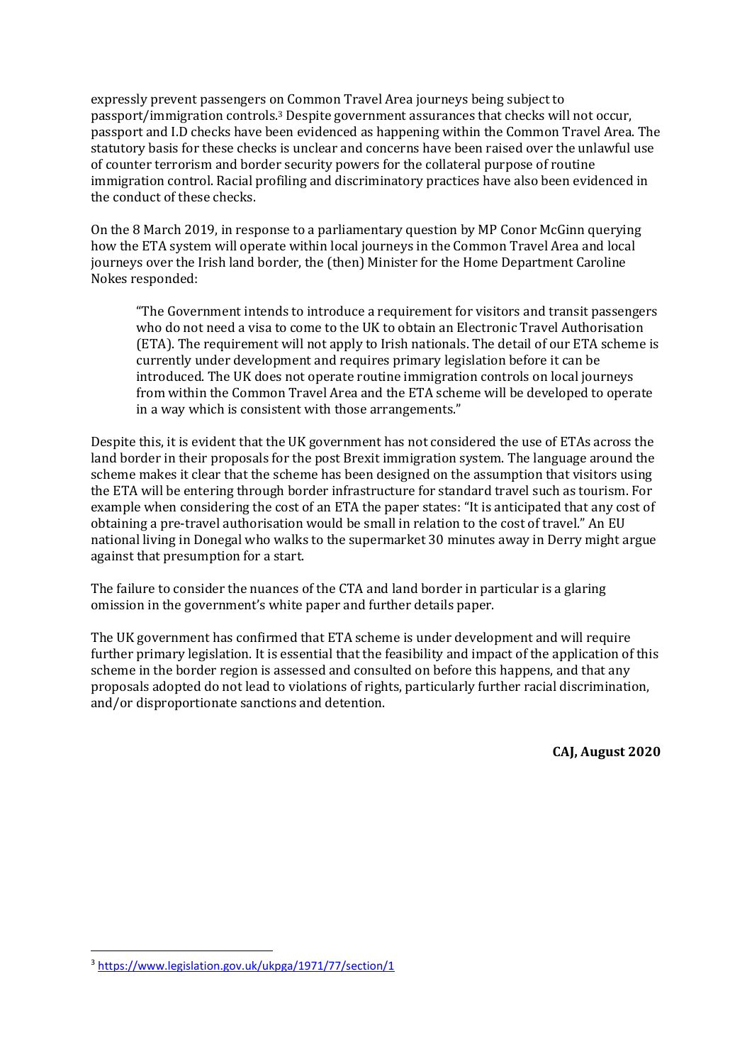expressly prevent passengers on Common Travel Area journeys being subject to passport/immigration controls.[3] Despite government assurances that checks will not occur, passport and I.D checks have been evidenced as happening within the Common Travel Area. The statutory basis for these checks is unclear and concerns have been raised over the unlawful use of counter terrorism and border security powers for the collateral purpose of routine immigration control. Racial profiling and discriminatory practices have also been evidenced in the conduct of these checks.

On the 8 March 2019, in response to a parliamentary question by MP Conor McGinn querying how the ETA system will operate within local journeys in the Common Travel Area and local journeys over the Irish land border, the (then) Minister for the Home Department Caroline Nokes responded:

> "The Government intends to introduce a requirement for visitors and transit passengers who do not need a visa to come to the UK to obtain an Electronic Travel Authorisation (ETA). The requirement will not apply to Irish nationals. The detail of our ETA scheme is currently under development and requires primary legislation before it can be introduced. The UK does not operate routine immigration controls on local journeys from within the Common Travel Area and the ETA scheme will be developed to operate in a way which is consistent with those arrangements."

Despite this, it is evident that the UK government has not considered the use of ETAs across the land border in their proposals for the post Brexit immigration system. The language around the scheme makes it clear that the scheme has been designed on the assumption that visitors using the ETA will be entering through border infrastructure for standard travel such as tourism. For example when considering the cost of an ETA the paper states: "It is anticipated that any cost of obtaining a pre-travel authorisation would be small in relation to the cost of travel." An EU national living in Donegal who walks to the supermarket 30 minutes away in Derry might argue against that presumption for a start.

The failure to consider the nuances of the CTA and land border in particular is a glaring omission in the government's white paper and further details paper.

The UK government has confirmed that ETA scheme is under development and will require further primary legislation. It is essential that the feasibility and impact of the application of this scheme in the border region is assessed and consulted on before this happens, and that any proposals adopted do not lead to violations of rights, particularly further racial discrimination, and/or disproportionate sanctions and detention.

**CAJ, August 2020**

[3] https://www.legislation.gov.uk/ukpga/1971/77/section/1